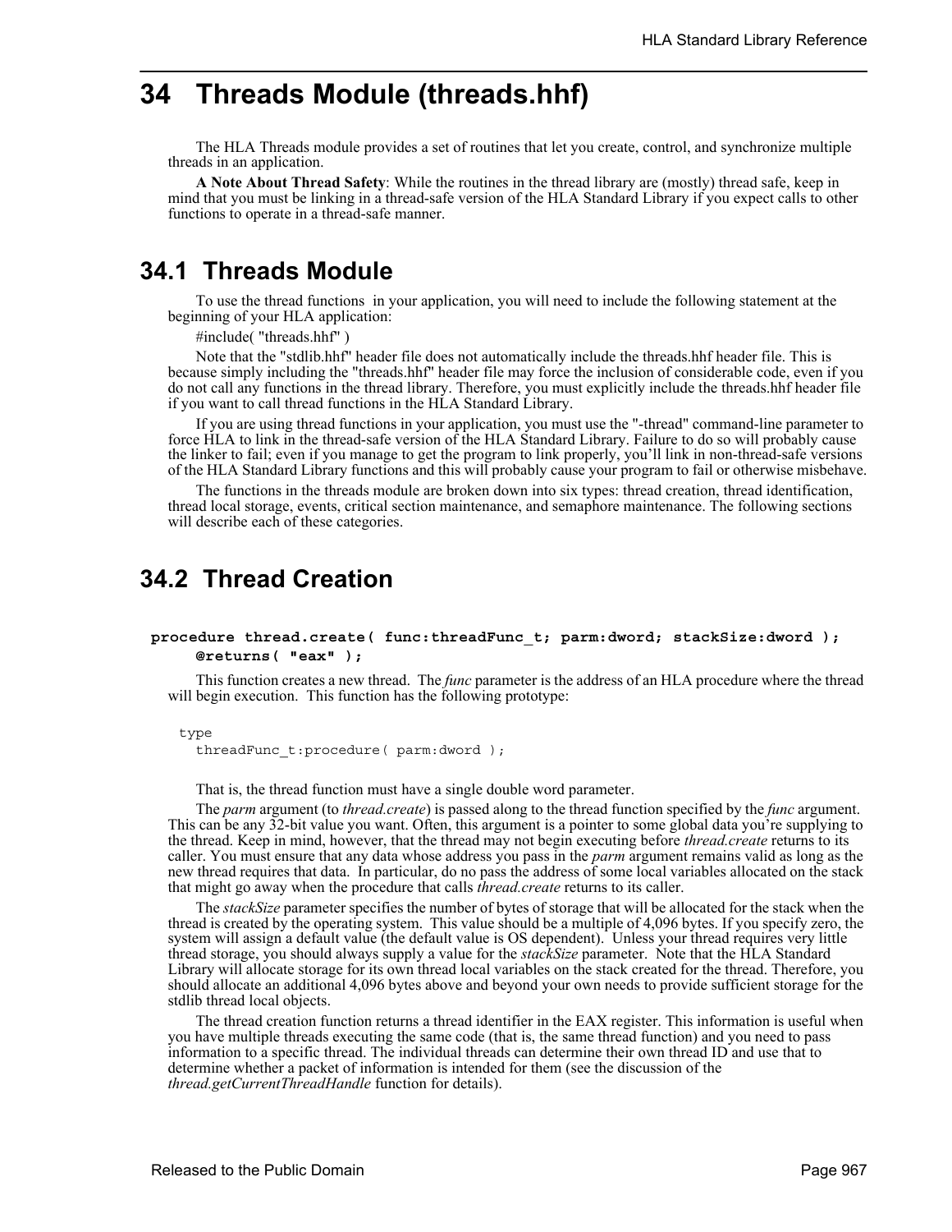# 34 Threads Module (threads.hhf)

The HLA Threads module provides a set of routines that let you create, control, and synchronize multiple threads in an application.

**A Note About Thread Safety**: While the routines in the thread library are (mostly) thread safe, keep in mind that you must be linking in a thread-safe version of the HLA Standard Library if you expect calls to other functions to operate in a thread-safe manner.

## 34.1 Threads Module

To use the thread functions in your application, you will need to include the following statement at the beginning of your HLA application:

#include( "threads.hhf" )

Note that the "stdlib.hhf" header file does not automatically include the threads.hhf header file. This is because simply including the "threads.hhf" header file may force the inclusion of considerable code, even if you do not call any functions in the thread library. Therefore, you must explicitly include the threads.hhf header file if you want to call thread functions in the HLA Standard Library.

If you are using thread functions in your application, you must use the "-thread" command-line parameter to force HLA to link in the thread-safe version of the HLA Standard Library. Failure to do so will probably cause the linker to fail; even if you manage to get the program to link properly, you'll link in non-thread-safe versions of the HLA Standard Library functions and this will probably cause your program to fail or otherwise misbehave.

The functions in the threads module are broken down into six types: thread creation, thread identification, thread local storage, events, critical section maintenance, and semaphore maintenance. The following sections will describe each of these categories.

## 34.2 Thread Creation

```
procedure thread.create( func:threadFunc_t; parm:dword; stackSize:dword );
    @returns( "eax" );
```

This function creates a new thread. The *func* parameter is the address of an HLA procedure where the thread will begin execution. This function has the following prototype:

```
type
    threadFunc_t:procedure( parm:dword );
```

That is, the thread function must have a single double word parameter.

The *parm* argument (to *thread.create*) is passed along to the thread function specified by the *func* argument. This can be any 32-bit value you want. Often, this argument is a pointer to some global data you're supplying to the thread. Keep in mind, however, that the thread may not begin executing before *thread.create* returns to its caller. You must ensure that any data whose address you pass in the *parm* argument remains valid as long as the new thread requires that data. In particular, do no pass the address of some local variables allocated on the stack that might go away when the procedure that calls *thread.create* returns to its caller.

The *stackSize* parameter specifies the number of bytes of storage that will be allocated for the stack when the thread is created by the operating system. This value should be a multiple of 4,096 bytes. If you specify zero, the system will assign a default value (the default value is OS dependent). Unless your thread requires very little thread storage, you should always supply a value for the *stackSize* parameter. Note that the HLA Standard Library will allocate storage for its own thread local variables on the stack created for the thread. Therefore, you should allocate an additional 4,096 bytes above and beyond your own needs to provide sufficient storage for the stdlib thread local objects.

The thread creation function returns a thread identifier in the EAX register. This information is useful when you have multiple threads executing the same code (that is, the same thread function) and you need to pass information to a specific thread. The individual threads can determine their own thread ID and use that to determine whether a packet of information is intended for them (see the discussion of the *thread.getCurrentThreadHandle* function for details).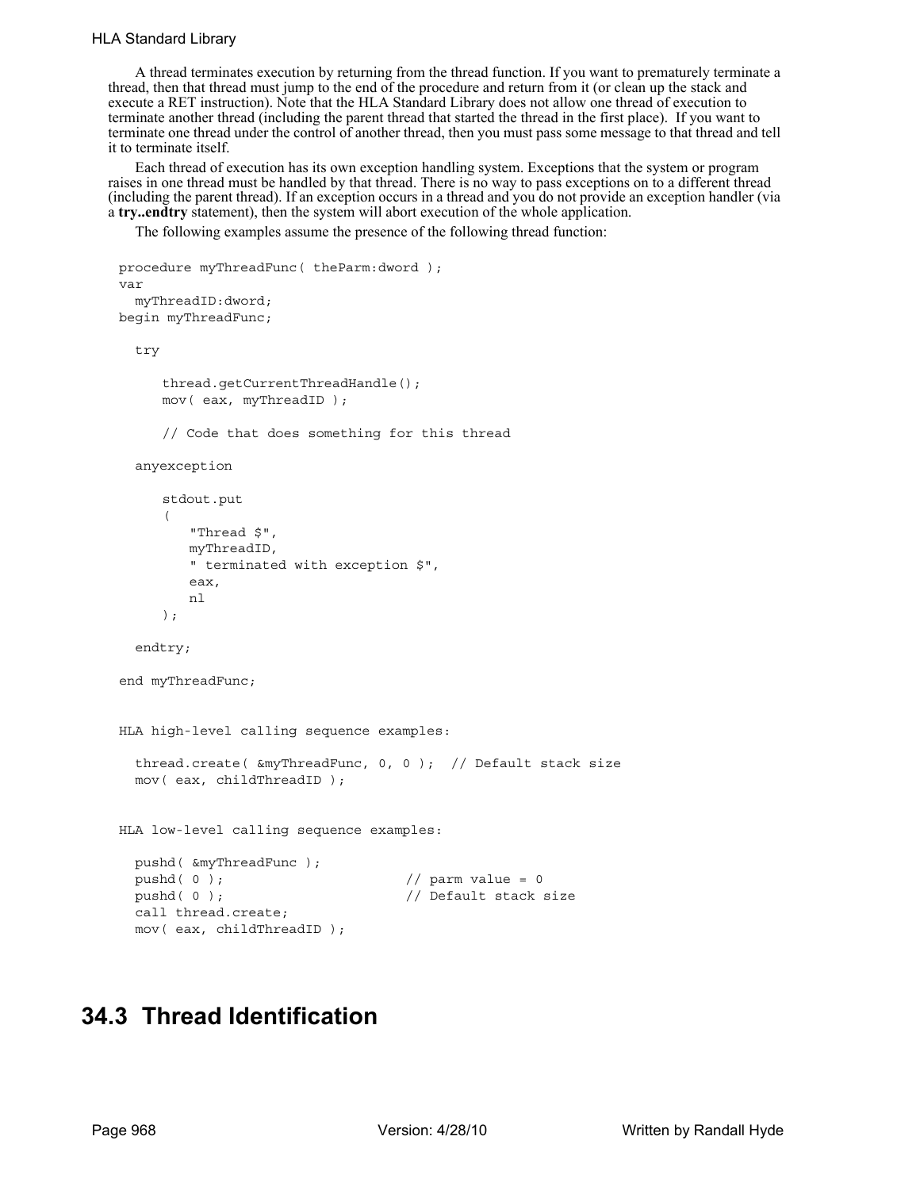A thread terminates execution by returning from the thread function. If you want to prematurely terminate a thread, then that thread must jump to the end of the procedure and return from it (or clean up the stack and execute a RET instruction). Note that the HLA Standard Library does not allow one thread of execution to terminate another thread (including the parent thread that started the thread in the first place). If you want to terminate one thread under the control of another thread, then you must pass some message to that thread and tell it to terminate itself.

Each thread of execution has its own exception handling system. Exceptions that the system or program raises in one thread must be handled by that thread. There is no way to pass exceptions on to a different thread (including the parent thread). If an exception occurs in a thread and you do not provide an exception handler (via a **try..endtry** statement), then the system will abort execution of the whole application.

The following examples assume the presence of the following thread function:

```
procedure myThreadFunc( theParm:dword );
var
  myThreadID:dword;
begin myThreadFunc;

  try

      thread.getCurrentThreadHandle();
      mov( eax, myThreadID );

      // Code that does something for this thread

  anyexception

      stdout.put
      (
          "Thread $",
          myThreadID,
          " terminated with exception $",
          eax,
          nl
      );

  endtry;

end myThreadFunc;


HLA high-level calling sequence examples:

  thread.create( &myThreadFunc, 0, 0 );  // Default stack size
  mov( eax, childThreadID );


HLA low-level calling sequence examples:

  pushd( &myThreadFunc );
  pushd( 0 );                      // parm value = 0
  pushd( 0 );                      // Default stack size
  call thread.create;
  mov( eax, childThreadID );
```

## 34.3 Thread Identification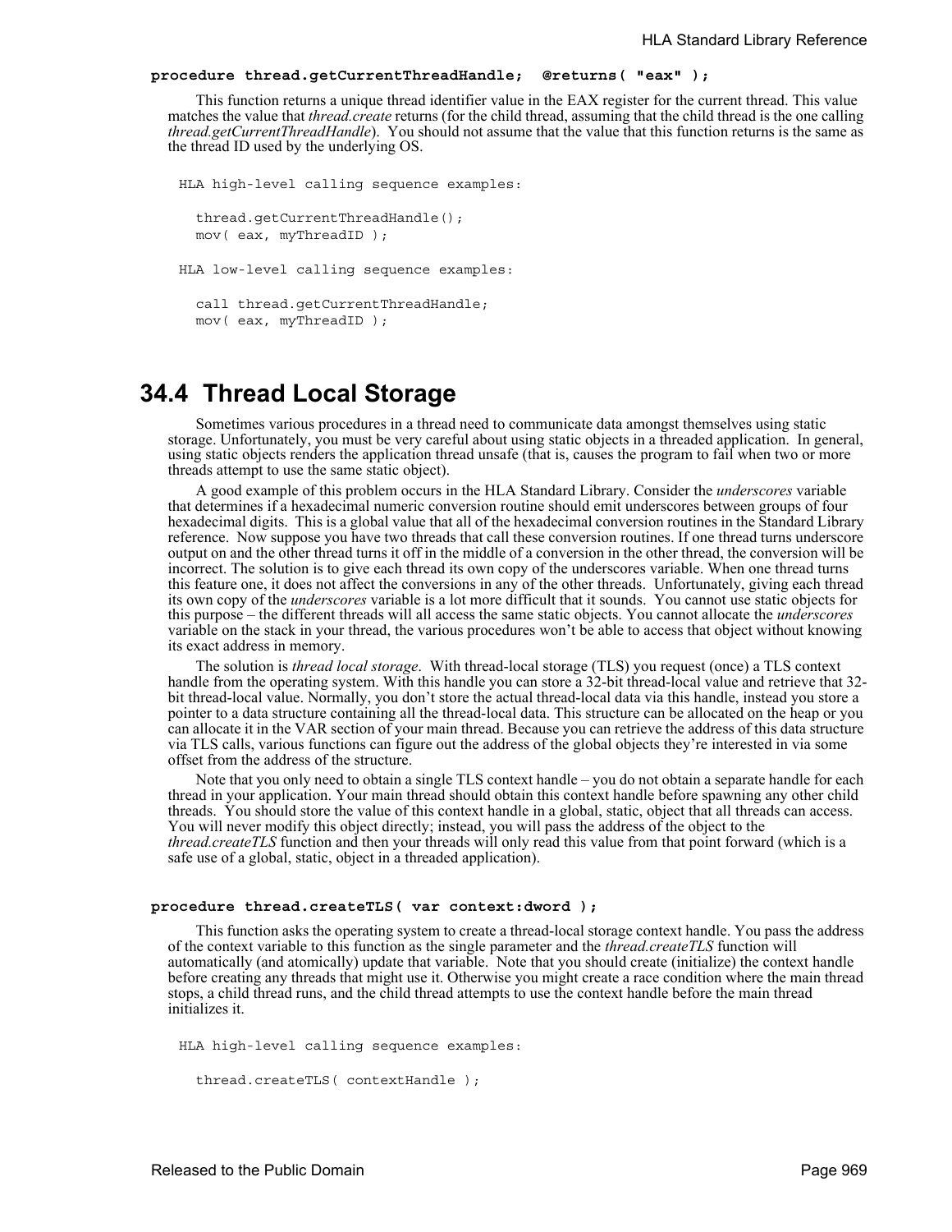**procedure thread.getCurrentThreadHandle; @returns( "eax" );**

This function returns a unique thread identifier value in the EAX register for the current thread. This value matches the value that *thread.create* returns (for the child thread, assuming that the child thread is the one calling *thread.getCurrentThreadHandle*). You should not assume that the value that this function returns is the same as the thread ID used by the underlying OS.

```
HLA high-level calling sequence examples:

  thread.getCurrentThreadHandle();
  mov( eax, myThreadID );

HLA low-level calling sequence examples:

  call thread.getCurrentThreadHandle;
  mov( eax, myThreadID );
```

## 34.4 Thread Local Storage

Sometimes various procedures in a thread need to communicate data amongst themselves using static storage. Unfortunately, you must be very careful about using static objects in a threaded application. In general, using static objects renders the application thread unsafe (that is, causes the program to fail when two or more threads attempt to use the same static object).

A good example of this problem occurs in the HLA Standard Library. Consider the *underscores* variable that determines if a hexadecimal numeric conversion routine should emit underscores between groups of four hexadecimal digits. This is a global value that all of the hexadecimal conversion routines in the Standard Library reference. Now suppose you have two threads that call these conversion routines. If one thread turns underscore output on and the other thread turns it off in the middle of a conversion in the other thread, the conversion will be incorrect. The solution is to give each thread its own copy of the underscores variable. When one thread turns this feature one, it does not affect the conversions in any of the other threads. Unfortunately, giving each thread its own copy of the *underscores* variable is a lot more difficult that it sounds. You cannot use static objects for this purpose – the different threads will all access the same static objects. You cannot allocate the *underscores* variable on the stack in your thread, the various procedures won't be able to access that object without knowing its exact address in memory.

The solution is *thread local storage*. With thread-local storage (TLS) you request (once) a TLS context handle from the operating system. With this handle you can store a 32-bit thread-local value and retrieve that 32-bit thread-local value. Normally, you don't store the actual thread-local data via this handle, instead you store a pointer to a data structure containing all the thread-local data. This structure can be allocated on the heap or you can allocate it in the VAR section of your main thread. Because you can retrieve the address of this data structure via TLS calls, various functions can figure out the address of the global objects they're interested in via some offset from the address of the structure.

Note that you only need to obtain a single TLS context handle – you do not obtain a separate handle for each thread in your application. Your main thread should obtain this context handle before spawning any other child threads. You should store the value of this context handle in a global, static, object that all threads can access. You will never modify this object directly; instead, you will pass the address of the object to the *thread.createTLS* function and then your threads will only read this value from that point forward (which is a safe use of a global, static, object in a threaded application).

**procedure thread.createTLS( var context:dword );**

This function asks the operating system to create a thread-local storage context handle. You pass the address of the context variable to this function as the single parameter and the *thread.createTLS* function will automatically (and atomically) update that variable. Note that you should create (initialize) the context handle before creating any threads that might use it. Otherwise you might create a race condition where the main thread stops, a child thread runs, and the child thread attempts to use the context handle before the main thread initializes it.

```
HLA high-level calling sequence examples:

  thread.createTLS( contextHandle );
```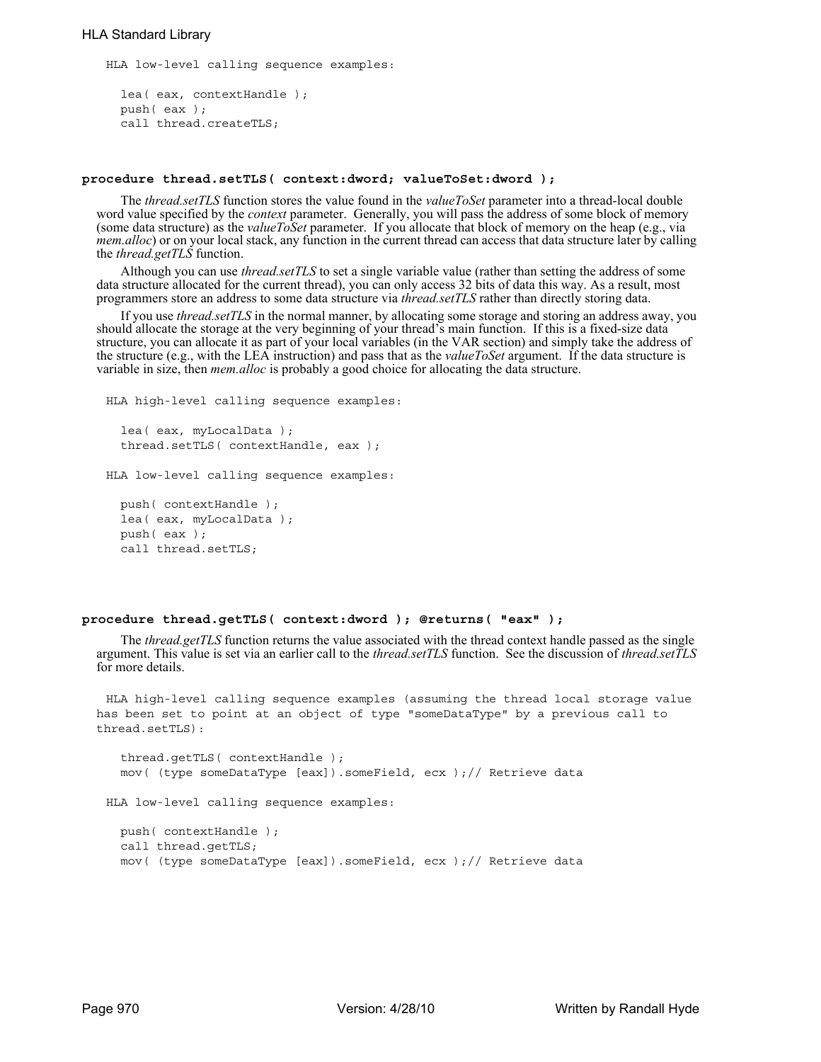HLA low-level calling sequence examples:

```
lea( eax, contextHandle );
push( eax );
call thread.createTLS;
```

**procedure thread.setTLS( context:dword; valueToSet:dword );**

The *thread.setTLS* function stores the value found in the *valueToSet* parameter into a thread-local double word value specified by the *context* parameter. Generally, you will pass the address of some block of memory (some data structure) as the *valueToSet* parameter. If you allocate that block of memory on the heap (e.g., via *mem.alloc*) or on your local stack, any function in the current thread can access that data structure later by calling the *thread.getTLS* function.

Although you can use *thread.setTLS* to set a single variable value (rather than setting the address of some data structure allocated for the current thread), you can only access 32 bits of data this way. As a result, most programmers store an address to some data structure via *thread.setTLS* rather than directly storing data.

If you use *thread.setTLS* in the normal manner, by allocating some storage and storing an address away, you should allocate the storage at the very beginning of your thread's main function. If this is a fixed-size data structure, you can allocate it as part of your local variables (in the VAR section) and simply take the address of the structure (e.g., with the LEA instruction) and pass that as the *valueToSet* argument. If the data structure is variable in size, then *mem.alloc* is probably a good choice for allocating the data structure.

HLA high-level calling sequence examples:

```
lea( eax, myLocalData );
thread.setTLS( contextHandle, eax );
```

HLA low-level calling sequence examples:

```
push( contextHandle );
lea( eax, myLocalData );
push( eax );
call thread.setTLS;
```

**procedure thread.getTLS( context:dword ); @returns( "eax" );**

The *thread.getTLS* function returns the value associated with the thread context handle passed as the single argument. This value is set via an earlier call to the *thread.setTLS* function. See the discussion of *thread.setTLS* for more details.

HLA high-level calling sequence examples (assuming the thread local storage value has been set to point at an object of type "someDataType" by a previous call to thread.setTLS):

```
thread.getTLS( contextHandle );
mov( (type someDataType [eax]).someField, ecx );// Retrieve data
```

HLA low-level calling sequence examples:

```
push( contextHandle );
call thread.getTLS;
mov( (type someDataType [eax]).someField, ecx );// Retrieve data
```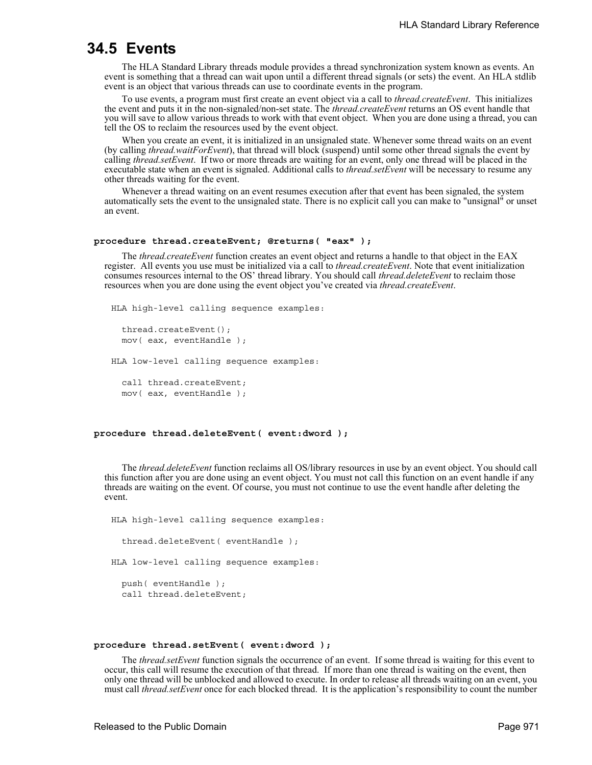## 34.5 Events

The HLA Standard Library threads module provides a thread synchronization system known as events. An event is something that a thread can wait upon until a different thread signals (or sets) the event. An HLA stdlib event is an object that various threads can use to coordinate events in the program.

To use events, a program must first create an event object via a call to *thread.createEvent*. This initializes the event and puts it in the non-signaled/non-set state. The *thread.createEvent* returns an OS event handle that you will save to allow various threads to work with that event object. When you are done using a thread, you can tell the OS to reclaim the resources used by the event object.

When you create an event, it is initialized in an unsignaled state. Whenever some thread waits on an event (by calling *thread.waitForEvent*), that thread will block (suspend) until some other thread signals the event by calling *thread.setEvent*. If two or more threads are waiting for an event, only one thread will be placed in the executable state when an event is signaled. Additional calls to *thread.setEvent* will be necessary to resume any other threads waiting for the event.

Whenever a thread waiting on an event resumes execution after that event has been signaled, the system automatically sets the event to the unsignaled state. There is no explicit call you can make to "unsignal" or unset an event.

**procedure thread.createEvent; @returns( "eax" );**

The *thread.createEvent* function creates an event object and returns a handle to that object in the EAX register. All events you use must be initialized via a call to *thread.createEvent*. Note that event initialization consumes resources internal to the OS' thread library. You should call *thread.deleteEvent* to reclaim those resources when you are done using the event object you've created via *thread.createEvent*.

```
HLA high-level calling sequence examples:

  thread.createEvent();
  mov( eax, eventHandle );

HLA low-level calling sequence examples:

  call thread.createEvent;
  mov( eax, eventHandle );
```

**procedure thread.deleteEvent( event:dword );**

The *thread.deleteEvent* function reclaims all OS/library resources in use by an event object. You should call this function after you are done using an event object. You must not call this function on an event handle if any threads are waiting on the event. Of course, you must not continue to use the event handle after deleting the event.

```
HLA high-level calling sequence examples:

  thread.deleteEvent( eventHandle );

HLA low-level calling sequence examples:

  push( eventHandle );
  call thread.deleteEvent;
```

**procedure thread.setEvent( event:dword );**

The *thread.setEvent* function signals the occurrence of an event. If some thread is waiting for this event to occur, this call will resume the execution of that thread. If more than one thread is waiting on the event, then only one thread will be unblocked and allowed to execute. In order to release all threads waiting on an event, you must call *thread.setEvent* once for each blocked thread. It is the application's responsibility to count the number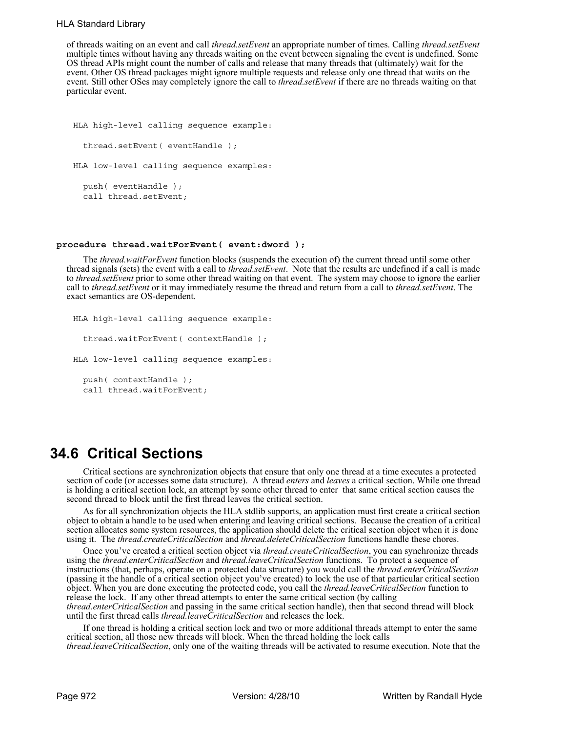of threads waiting on an event and call *thread.setEvent* an appropriate number of times. Calling *thread.setEvent* multiple times without having any threads waiting on the event between signaling the event is undefined. Some OS thread APIs might count the number of calls and release that many threads that (ultimately) wait for the event. Other OS thread packages might ignore multiple requests and release only one thread that waits on the event. Still other OSes may completely ignore the call to *thread.setEvent* if there are no threads waiting on that particular event.

```
HLA high-level calling sequence example:

  thread.setEvent( eventHandle );

HLA low-level calling sequence examples:

  push( eventHandle );
  call thread.setEvent;
```

**procedure thread.waitForEvent( event:dword );**

The *thread.waitForEvent* function blocks (suspends the execution of) the current thread until some other thread signals (sets) the event with a call to *thread.setEvent*. Note that the results are undefined if a call is made to *thread.setEvent* prior to some other thread waiting on that event. The system may choose to ignore the earlier call to *thread.setEvent* or it may immediately resume the thread and return from a call to *thread.setEvent*. The exact semantics are OS-dependent.

```
HLA high-level calling sequence example:

  thread.waitForEvent( contextHandle );

HLA low-level calling sequence examples:

  push( contextHandle );
  call thread.waitForEvent;
```

## 34.6 Critical Sections

Critical sections are synchronization objects that ensure that only one thread at a time executes a protected section of code (or accesses some data structure). A thread *enters* and *leaves* a critical section. While one thread is holding a critical section lock, an attempt by some other thread to enter that same critical section causes the second thread to block until the first thread leaves the critical section.

As for all synchronization objects the HLA stdlib supports, an application must first create a critical section object to obtain a handle to be used when entering and leaving critical sections. Because the creation of a critical section allocates some system resources, the application should delete the critical section object when it is done using it. The *thread.createCriticalSection* and *thread.deleteCriticalSection* functions handle these chores.

Once you've created a critical section object via *thread.createCriticalSection*, you can synchronize threads using the *thread.enterCriticalSection* and *thread.leaveCriticalSection* functions. To protect a sequence of instructions (that, perhaps, operate on a protected data structure) you would call the *thread.enterCriticalSection* (passing it the handle of a critical section object you've created) to lock the use of that particular critical section object. When you are done executing the protected code, you call the *thread.leaveCriticalSection* function to release the lock. If any other thread attempts to enter the same critical section (by calling *thread.enterCriticalSection* and passing in the same critical section handle), then that second thread will block until the first thread calls *thread.leaveCriticalSection* and releases the lock.

If one thread is holding a critical section lock and two or more additional threads attempt to enter the same critical section, all those new threads will block. When the thread holding the lock calls *thread.leaveCriticalSection*, only one of the waiting threads will be activated to resume execution. Note that the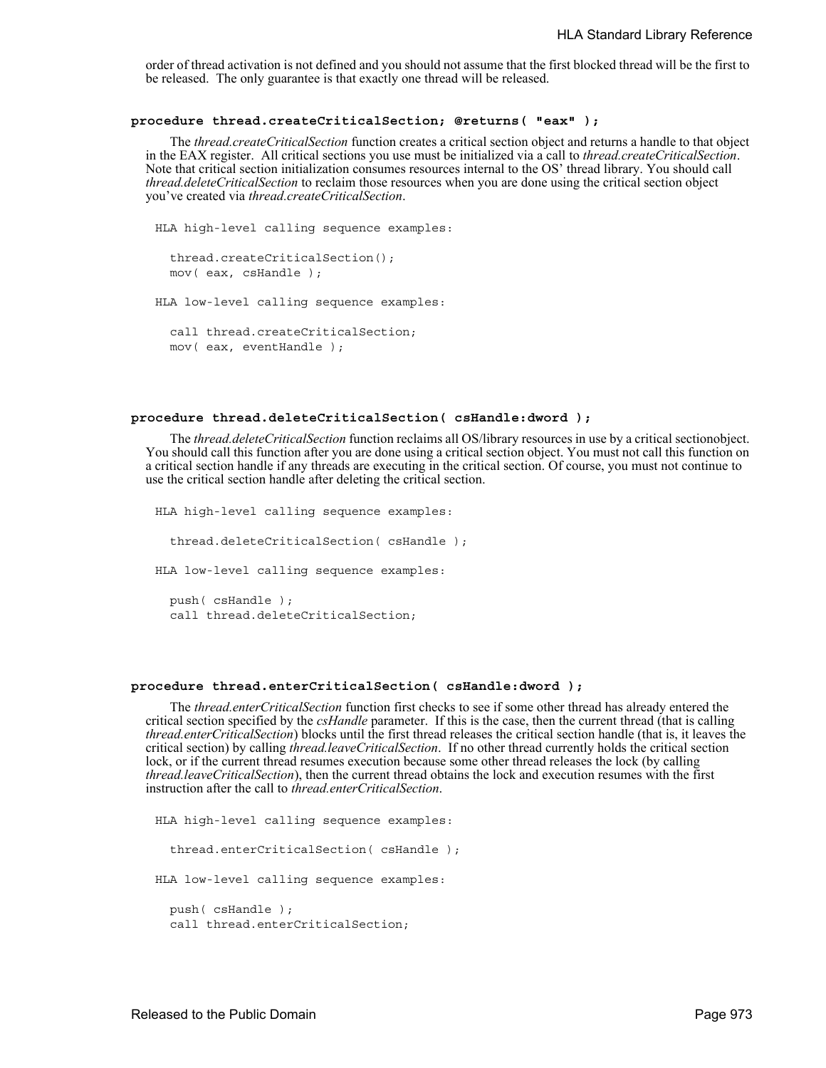order of thread activation is not defined and you should not assume that the first blocked thread will be the first to be released. The only guarantee is that exactly one thread will be released.

### procedure thread.createCriticalSection; @returns( "eax" );

The *thread.createCriticalSection* function creates a critical section object and returns a handle to that object in the EAX register. All critical sections you use must be initialized via a call to *thread.createCriticalSection*. Note that critical section initialization consumes resources internal to the OS' thread library. You should call *thread.deleteCriticalSection* to reclaim those resources when you are done using the critical section object you've created via *thread.createCriticalSection*.

```
HLA high-level calling sequence examples:

  thread.createCriticalSection();
  mov( eax, csHandle );

HLA low-level calling sequence examples:

  call thread.createCriticalSection;
  mov( eax, eventHandle );
```

### procedure thread.deleteCriticalSection( csHandle:dword );

The *thread.deleteCriticalSection* function reclaims all OS/library resources in use by a critical sectionobject. You should call this function after you are done using a critical section object. You must not call this function on a critical section handle if any threads are executing in the critical section. Of course, you must not continue to use the critical section handle after deleting the critical section.

```
HLA high-level calling sequence examples:

  thread.deleteCriticalSection( csHandle );

HLA low-level calling sequence examples:

  push( csHandle );
  call thread.deleteCriticalSection;
```

### procedure thread.enterCriticalSection( csHandle:dword );

The *thread.enterCriticalSection* function first checks to see if some other thread has already entered the critical section specified by the *csHandle* parameter. If this is the case, then the current thread (that is calling *thread.enterCriticalSection*) blocks until the first thread releases the critical section handle (that is, it leaves the critical section) by calling *thread.leaveCriticalSection*. If no other thread currently holds the critical section lock, or if the current thread resumes execution because some other thread releases the lock (by calling *thread.leaveCriticalSection*), then the current thread obtains the lock and execution resumes with the first instruction after the call to *thread.enterCriticalSection*.

```
HLA high-level calling sequence examples:

  thread.enterCriticalSection( csHandle );

HLA low-level calling sequence examples:

  push( csHandle );
  call thread.enterCriticalSection;
```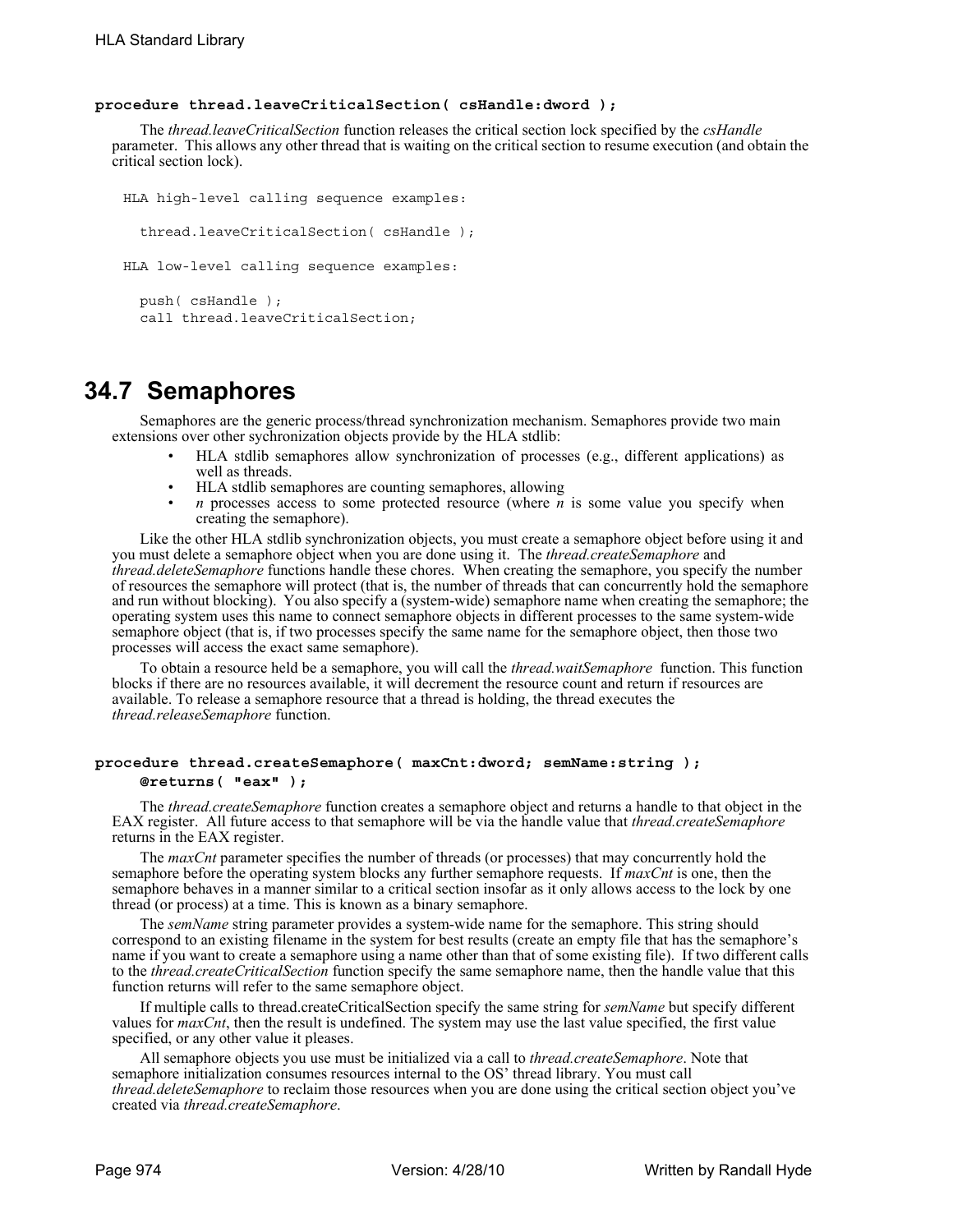**procedure thread.leaveCriticalSection( csHandle:dword );**

The *thread.leaveCriticalSection* function releases the critical section lock specified by the *csHandle* parameter. This allows any other thread that is waiting on the critical section to resume execution (and obtain the critical section lock).

```
HLA high-level calling sequence examples:

  thread.leaveCriticalSection( csHandle );

HLA low-level calling sequence examples:

  push( csHandle );
  call thread.leaveCriticalSection;
```

## 34.7 Semaphores

Semaphores are the generic process/thread synchronization mechanism. Semaphores provide two main extensions over other sychronization objects provide by the HLA stdlib:

- HLA stdlib semaphores allow synchronization of processes (e.g., different applications) as well as threads.
- HLA stdlib semaphores are counting semaphores, allowing
- *n* processes access to some protected resource (where *n* is some value you specify when creating the semaphore).

Like the other HLA stdlib synchronization objects, you must create a semaphore object before using it and you must delete a semaphore object when you are done using it. The *thread.createSemaphore* and *thread.deleteSemaphore* functions handle these chores. When creating the semaphore, you specify the number of resources the semaphore will protect (that is, the number of threads that can concurrently hold the semaphore and run without blocking). You also specify a (system-wide) semaphore name when creating the semaphore; the operating system uses this name to connect semaphore objects in different processes to the same system-wide semaphore object (that is, if two processes specify the same name for the semaphore object, then those two processes will access the exact same semaphore).

To obtain a resource held be a semaphore, you will call the *thread.waitSemaphore* function. This function blocks if there are no resources available, it will decrement the resource count and return if resources are available. To release a semaphore resource that a thread is holding, the thread executes the *thread.releaseSemaphore* function.

**procedure thread.createSemaphore( maxCnt:dword; semName:string );**
**@returns( "eax" );**

The *thread.createSemaphore* function creates a semaphore object and returns a handle to that object in the EAX register. All future access to that semaphore will be via the handle value that *thread.createSemaphore* returns in the EAX register.

The *maxCnt* parameter specifies the number of threads (or processes) that may concurrently hold the semaphore before the operating system blocks any further semaphore requests. If *maxCnt* is one, then the semaphore behaves in a manner similar to a critical section insofar as it only allows access to the lock by one thread (or process) at a time. This is known as a binary semaphore.

The *semName* string parameter provides a system-wide name for the semaphore. This string should correspond to an existing filename in the system for best results (create an empty file that has the semaphore's name if you want to create a semaphore using a name other than that of some existing file). If two different calls to the *thread.createCriticalSection* function specify the same semaphore name, then the handle value that this function returns will refer to the same semaphore object.

If multiple calls to thread.createCriticalSection specify the same string for *semName* but specify different values for *maxCnt*, then the result is undefined. The system may use the last value specified, the first value specified, or any other value it pleases.

All semaphore objects you use must be initialized via a call to *thread.createSemaphore*. Note that semaphore initialization consumes resources internal to the OS' thread library. You must call *thread.deleteSemaphore* to reclaim those resources when you are done using the critical section object you've created via *thread.createSemaphore*.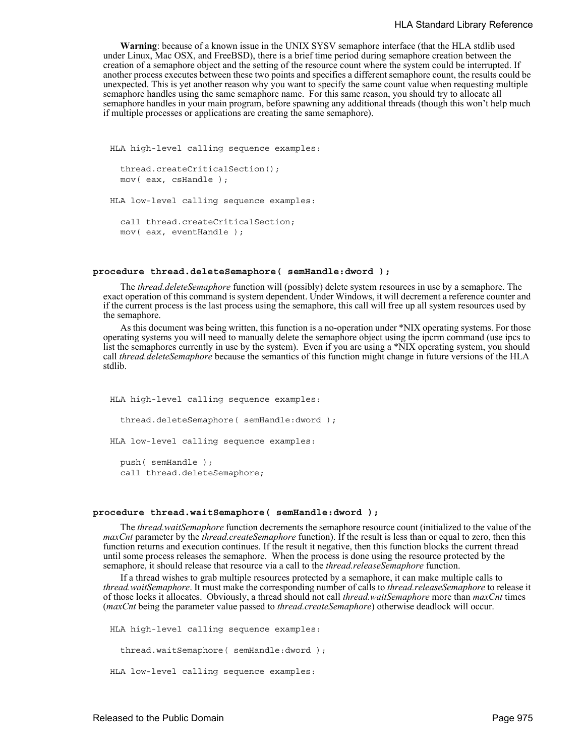**Warning**: because of a known issue in the UNIX SYSV semaphore interface (that the HLA stdlib used under Linux, Mac OSX, and FreeBSD), there is a brief time period during semaphore creation between the creation of a semaphore object and the setting of the resource count where the system could be interrupted. If another process executes between these two points and specifies a different semaphore count, the results could be unexpected. This is yet another reason why you want to specify the same count value when requesting multiple semaphore handles using the same semaphore name. For this same reason, you should try to allocate all semaphore handles in your main program, before spawning any additional threads (though this won't help much if multiple processes or applications are creating the same semaphore).

```
HLA high-level calling sequence examples:

  thread.createCriticalSection();
  mov( eax, csHandle );

HLA low-level calling sequence examples:

  call thread.createCriticalSection;
  mov( eax, eventHandle );
```

### procedure thread.deleteSemaphore( semHandle:dword );

The *thread.deleteSemaphore* function will (possibly) delete system resources in use by a semaphore. The exact operation of this command is system dependent. Under Windows, it will decrement a reference counter and if the current process is the last process using the semaphore, this call will free up all system resources used by the semaphore.

As this document was being written, this function is a no-operation under *NIX operating systems. For those operating systems you will need to manually delete the semaphore object using the ipcrm command (use ipcs to list the semaphores currently in use by the system). Even if you are using a *NIX operating system, you should call *thread.deleteSemaphore* because the semantics of this function might change in future versions of the HLA stdlib.

```
HLA high-level calling sequence examples:

  thread.deleteSemaphore( semHandle:dword );

HLA low-level calling sequence examples:

  push( semHandle );
  call thread.deleteSemaphore;
```

### procedure thread.waitSemaphore( semHandle:dword );

The *thread.waitSemaphore* function decrements the semaphore resource count (initialized to the value of the *maxCnt* parameter by the *thread.createSemaphore* function). If the result is less than or equal to zero, then this function returns and execution continues. If the result it negative, then this function blocks the current thread until some process releases the semaphore. When the process is done using the resource protected by the semaphore, it should release that resource via a call to the *thread.releaseSemaphore* function.

If a thread wishes to grab multiple resources protected by a semaphore, it can make multiple calls to *thread.waitSemaphore*. It must make the corresponding number of calls to *thread.releaseSemaphore* to release it of those locks it allocates. Obviously, a thread should not call *thread.waitSemaphore* more than *maxCnt* times (*maxCnt* being the parameter value passed to *thread.createSemaphore*) otherwise deadlock will occur.

```
HLA high-level calling sequence examples:

  thread.waitSemaphore( semHandle:dword );

HLA low-level calling sequence examples:
```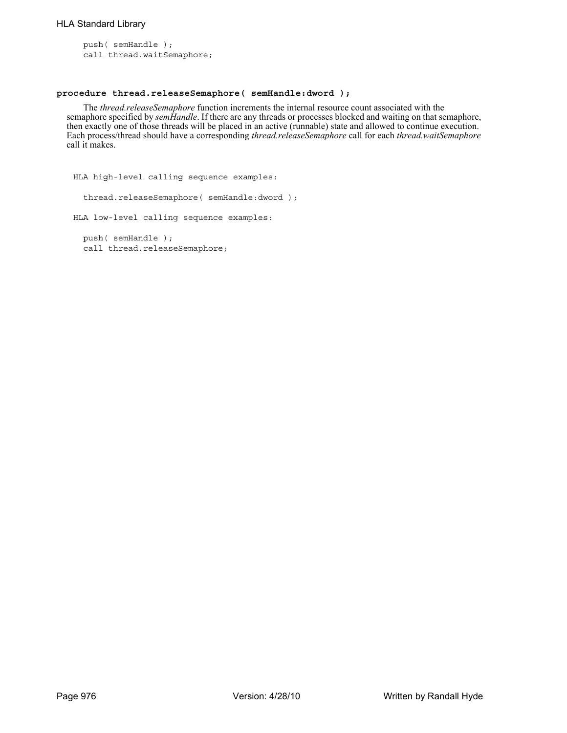```
push( semHandle );
call thread.waitSemaphore;
```

**procedure thread.releaseSemaphore( semHandle:dword );**

The *thread.releaseSemaphore* function increments the internal resource count associated with the semaphore specified by *semHandle*. If there are any threads or processes blocked and waiting on that semaphore, then exactly one of those threads will be placed in an active (runnable) state and allowed to continue execution. Each process/thread should have a corresponding *thread.releaseSemaphore* call for each *thread.waitSemaphore* call it makes.

```
HLA high-level calling sequence examples:

  thread.releaseSemaphore( semHandle:dword );

HLA low-level calling sequence examples:

  push( semHandle );
  call thread.releaseSemaphore;
```